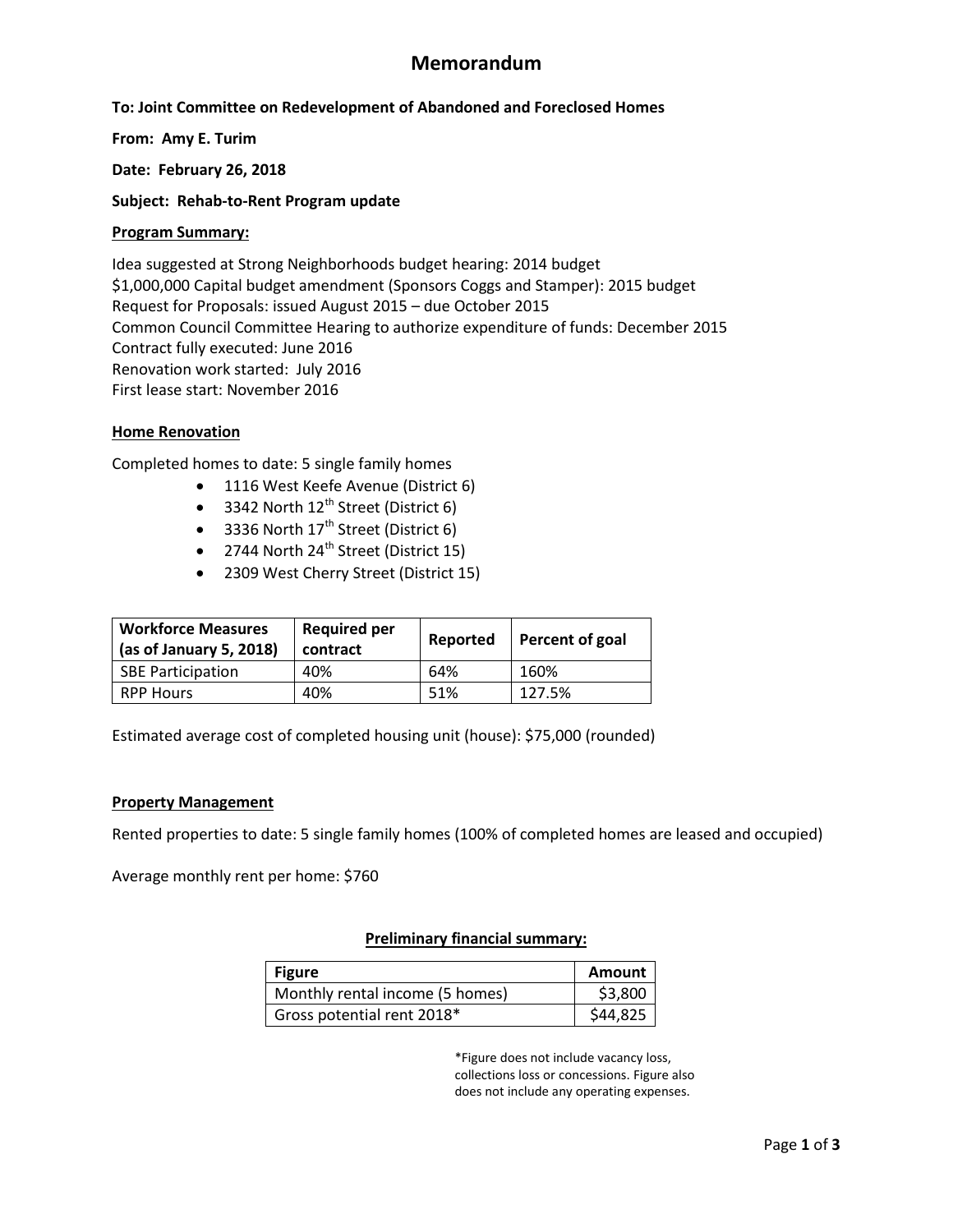# Memorandum

**To: Joint Committee on Redevelopment of Abandoned and Foreclosed Homes**

**From: Amy E. Turim**

**Date: February 26, 2018**

**Subject: Rehab-to-Rent Program update**

**Program Summary:**

Idea suggested at Strong Neighborhoods budget hearing: 2014 budget
$1,000,000 Capital budget amendment (Sponsors Coggs and Stamper): 2015 budget
Request for Proposals: issued August 2015 – due October 2015
Common Council Committee Hearing to authorize expenditure of funds: December 2015
Contract fully executed: June 2016
Renovation work started: July 2016
First lease start: November 2016

**Home Renovation**

Completed homes to date: 5 single family homes

- 1116 West Keefe Avenue (District 6)
- 3342 North 12th Street (District 6)
- 3336 North 17th Street (District 6)
- 2744 North 24th Street (District 15)
- 2309 West Cherry Street (District 15)

| Workforce Measures (as of January 5, 2018) | Required per contract | Reported | Percent of goal |
|---|---|---|---|
| SBE Participation | 40% | 64% | 160% |
| RPP Hours | 40% | 51% | 127.5% |

Estimated average cost of completed housing unit (house): $75,000 (rounded)

**Property Management**

Rented properties to date: 5 single family homes (100% of completed homes are leased and occupied)

Average monthly rent per home: $760

**Preliminary financial summary:**

| Figure | Amount |
|---|---|
| Monthly rental income (5 homes) | $3,800 |
| Gross potential rent 2018* | $44,825 |

*Figure does not include vacancy loss, collections loss or concessions. Figure also does not include any operating expenses.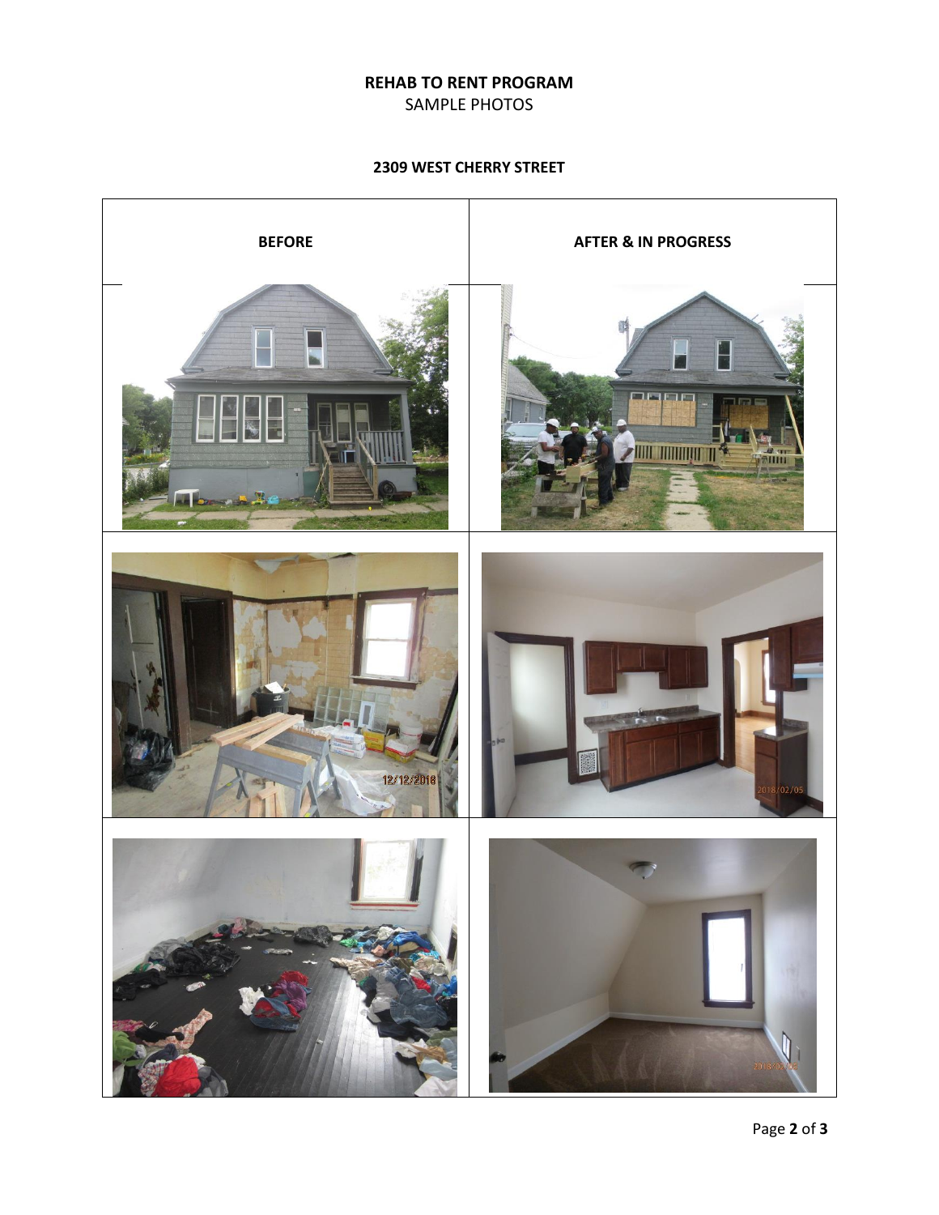**REHAB TO RENT PROGRAM**
SAMPLE PHOTOS

**2309 WEST CHERRY STREET**

| BEFORE | AFTER & IN PROGRESS |
| --- | --- |
| | |
| | |
| | |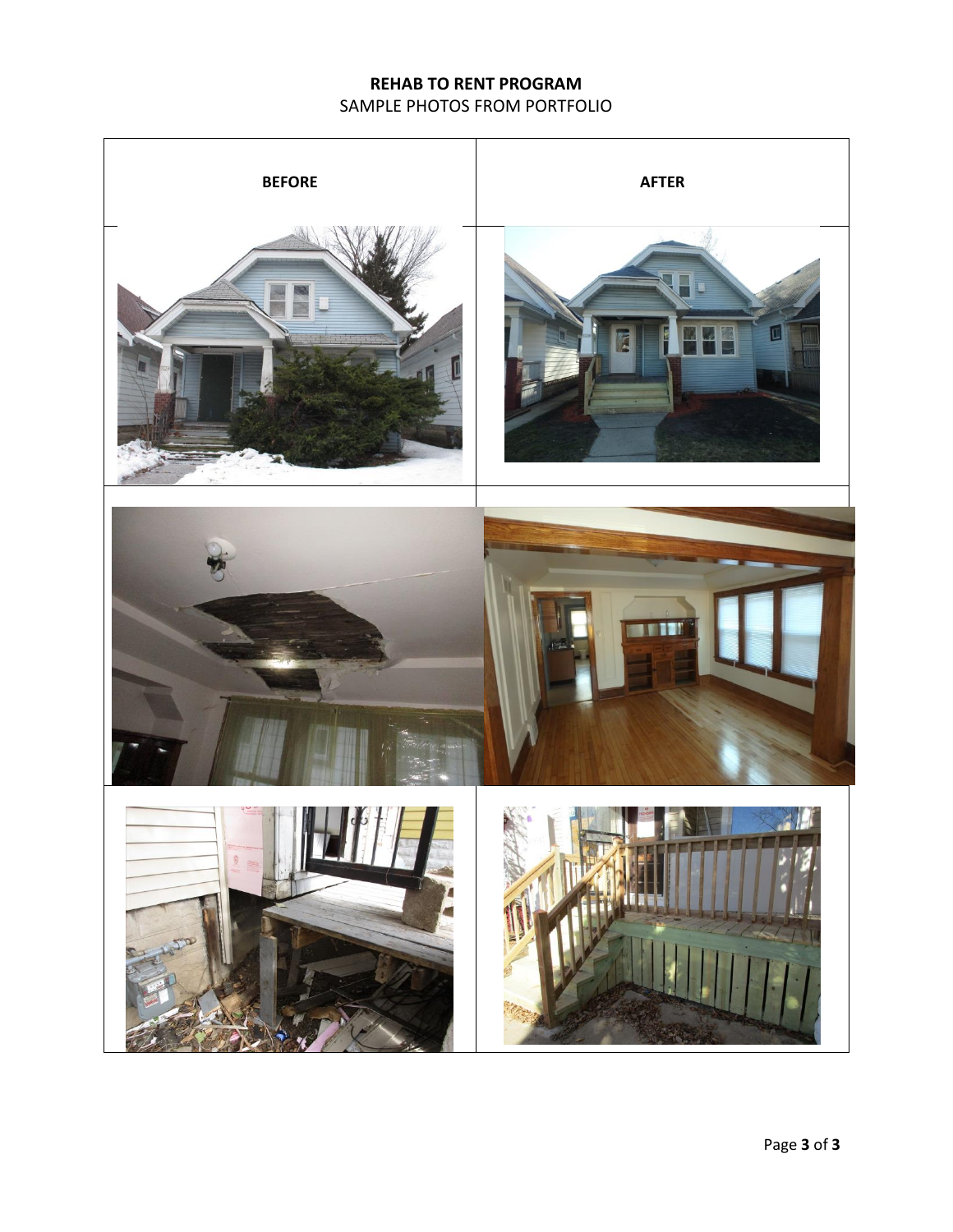# REHAB TO RENT PROGRAM

SAMPLE PHOTOS FROM PORTFOLIO

| BEFORE | AFTER |
| --- | --- |